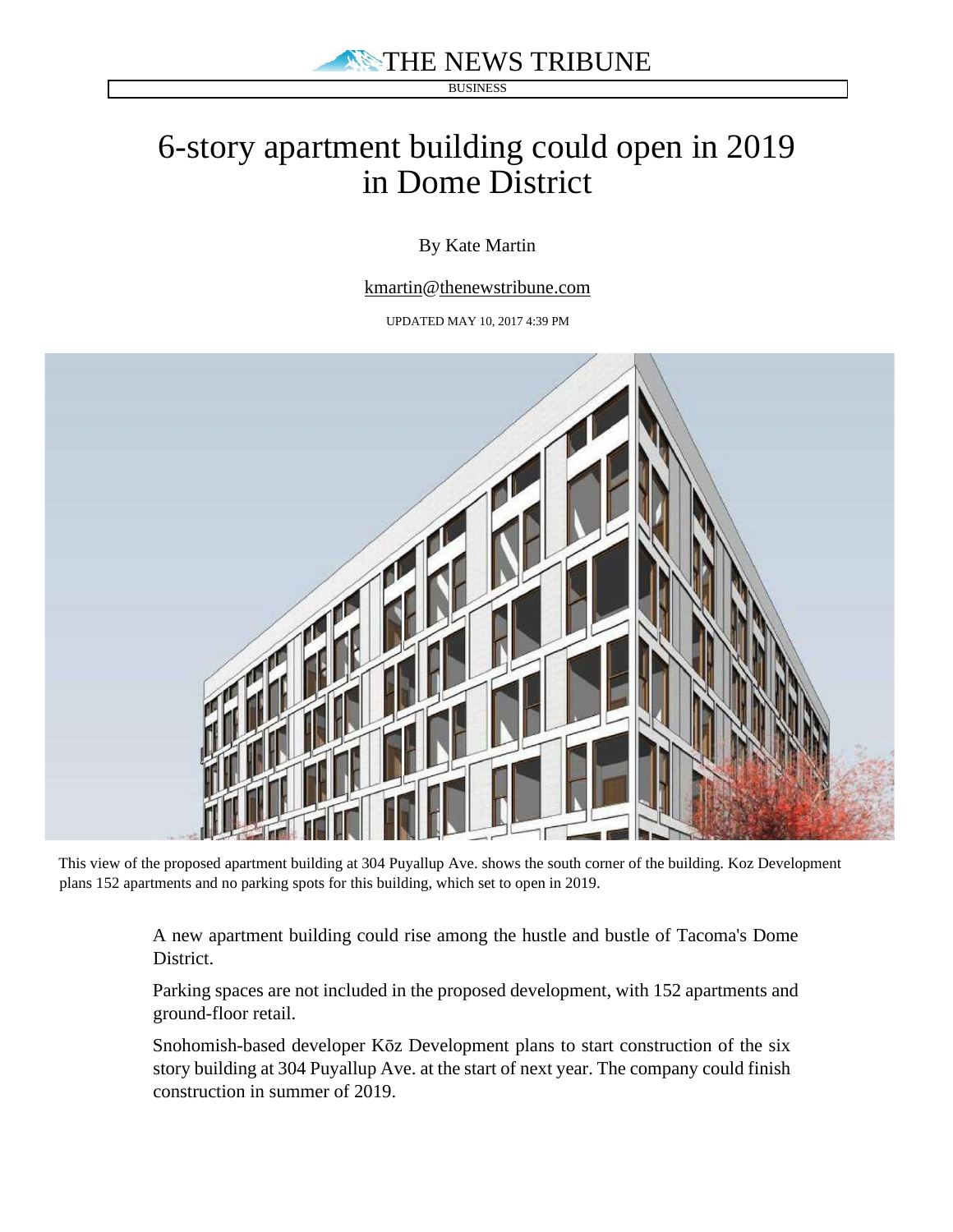THE NEWS TRIBUNE

BUSINESS

# 6-story apartment building could open in 2019 in Dome District

By Kate Martin

kmartin@thenewstribune.com

UPDATED MAY 10, 2017 4:39 PM

This view of the proposed apartment building at 304 Puyallup Ave. shows the south corner of the building. Koz Development plans 152 apartments and no parking spots for this building, which set to open in 2019.

A new apartment building could rise among the hustle and bustle of Tacoma's Dome District.

Parking spaces are not included in the proposed development, with 152 apartments and ground-floor retail.

Snohomish-based developer Kōz Development plans to start construction of the six story building at 304 Puyallup Ave. at the start of next year. The company could finish construction in summer of 2019.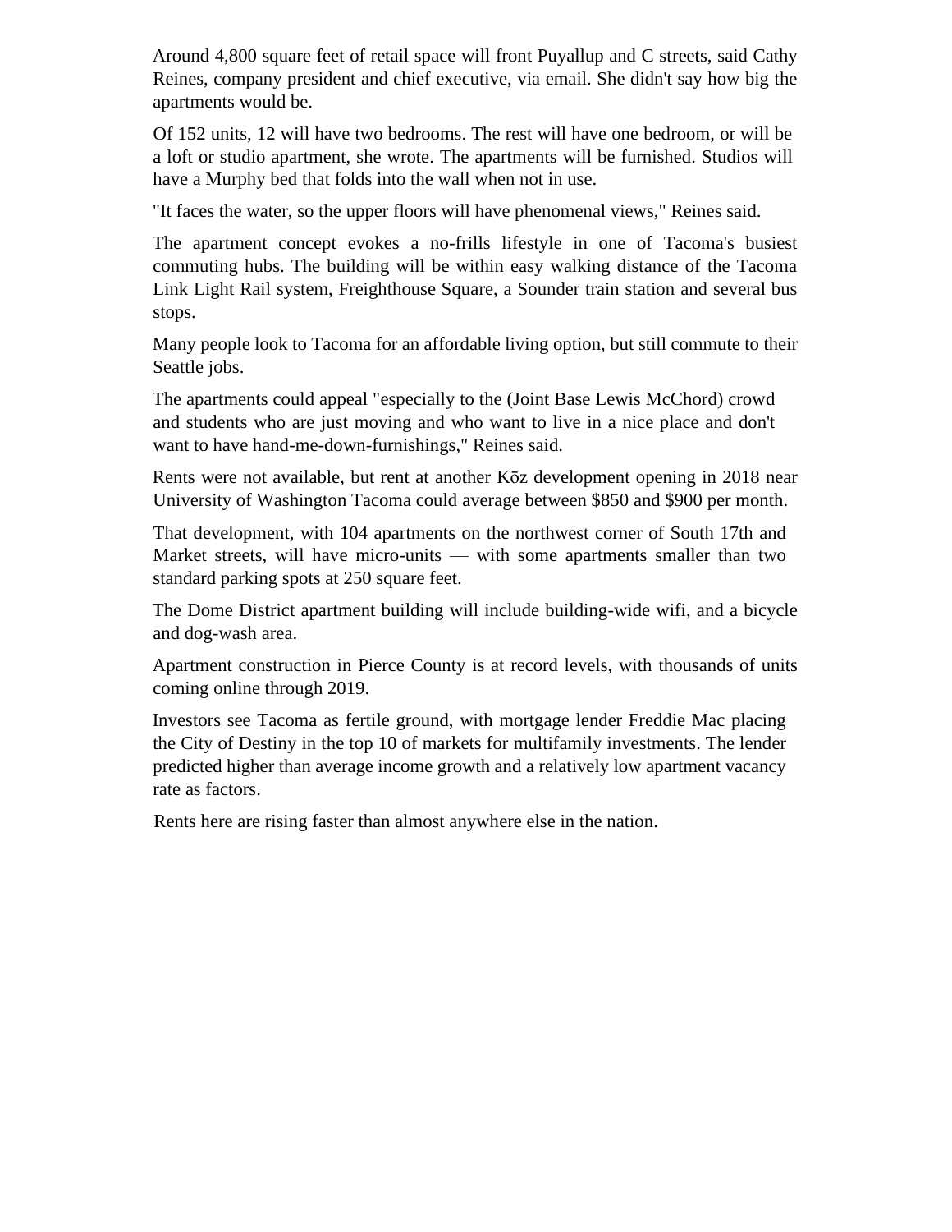Around 4,800 square feet of retail space will front Puyallup and C streets, said Cathy Reines, company president and chief executive, via email. She didn't say how big the apartments would be.

Of 152 units, 12 will have two bedrooms. The rest will have one bedroom, or will be a loft or studio apartment, she wrote. The apartments will be furnished. Studios will have a Murphy bed that folds into the wall when not in use.

"It faces the water, so the upper floors will have phenomenal views," Reines said.

The apartment concept evokes a no-frills lifestyle in one of Tacoma's busiest commuting hubs. The building will be within easy walking distance of the Tacoma Link Light Rail system, Freighthouse Square, a Sounder train station and several bus stops.

Many people look to Tacoma for an affordable living option, but still commute to their Seattle jobs.

The apartments could appeal "especially to the (Joint Base Lewis McChord) crowd and students who are just moving and who want to live in a nice place and don't want to have hand-me-down-furnishings," Reines said.

Rents were not available, but rent at another Kōz development opening in 2018 near University of Washington Tacoma could average between $850 and $900 per month.

That development, with 104 apartments on the northwest corner of South 17th and Market streets, will have micro-units — with some apartments smaller than two standard parking spots at 250 square feet.

The Dome District apartment building will include building-wide wifi, and a bicycle and dog-wash area.

Apartment construction in Pierce County is at record levels, with thousands of units coming online through 2019.

Investors see Tacoma as fertile ground, with mortgage lender Freddie Mac placing the City of Destiny in the top 10 of markets for multifamily investments. The lender predicted higher than average income growth and a relatively low apartment vacancy rate as factors.

Rents here are rising faster than almost anywhere else in the nation.